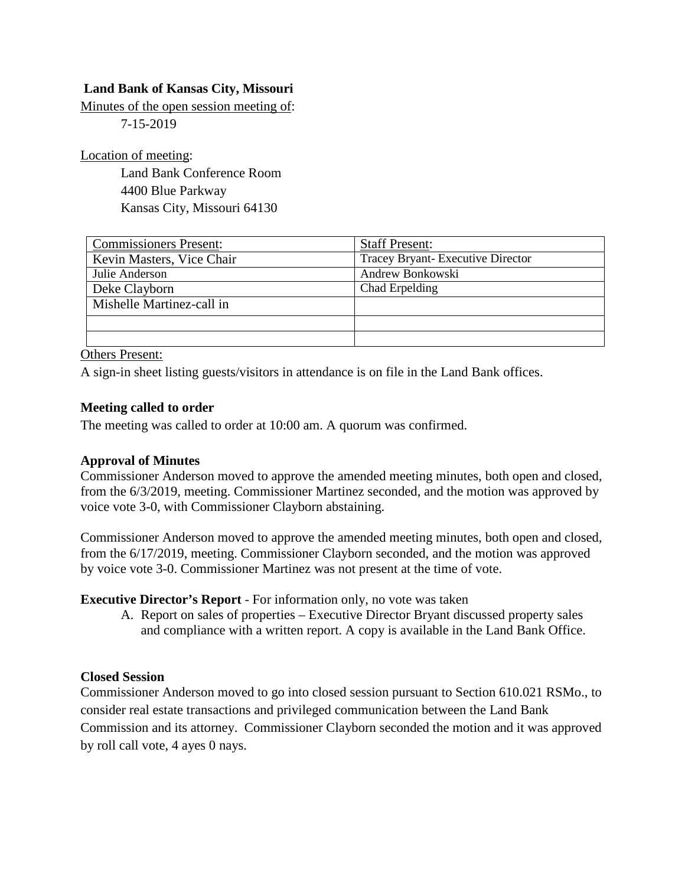**Land Bank of Kansas City, Missouri**

Minutes of the open session meeting of:

7-15-2019

Location of meeting:

Land Bank Conference Room
4400 Blue Parkway
Kansas City, Missouri 64130

| Commissioners Present: | Staff Present: |
|---|---|
| Kevin Masters, Vice Chair | Tracey Bryant- Executive Director |
| Julie Anderson | Andrew Bonkowski |
| Deke Clayborn | Chad Erpelding |
| Mishelle Martinez-call in | |
| | |
| | |

Others Present:

A sign-in sheet listing guests/visitors in attendance is on file in the Land Bank offices.

**Meeting called to order**

The meeting was called to order at 10:00 am. A quorum was confirmed.

**Approval of Minutes**

Commissioner Anderson moved to approve the amended meeting minutes, both open and closed, from the 6/3/2019, meeting. Commissioner Martinez seconded, and the motion was approved by voice vote 3-0, with Commissioner Clayborn abstaining.

Commissioner Anderson moved to approve the amended meeting minutes, both open and closed, from the 6/17/2019, meeting. Commissioner Clayborn seconded, and the motion was approved by voice vote 3-0. Commissioner Martinez was not present at the time of vote.

**Executive Director's Report** - For information only, no vote was taken

A. Report on sales of properties – Executive Director Bryant discussed property sales and compliance with a written report. A copy is available in the Land Bank Office.

**Closed Session**

Commissioner Anderson moved to go into closed session pursuant to Section 610.021 RSMo., to consider real estate transactions and privileged communication between the Land Bank Commission and its attorney. Commissioner Clayborn seconded the motion and it was approved by roll call vote, 4 ayes 0 nays.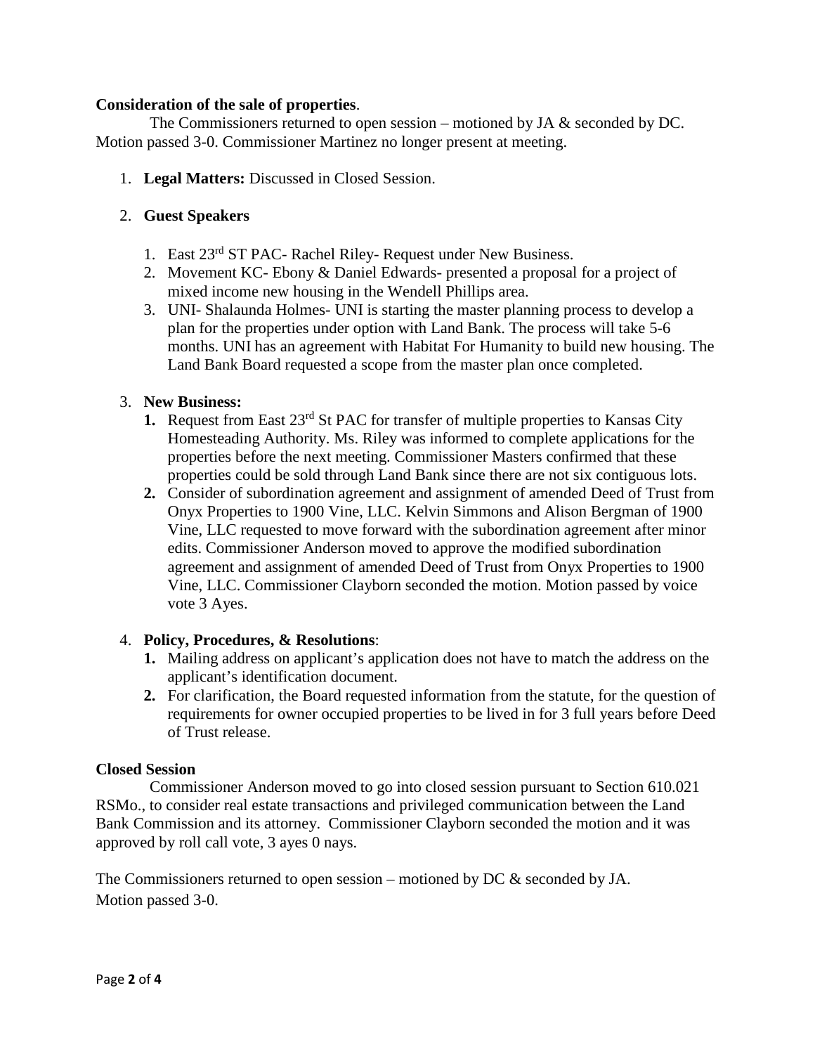**Consideration of the sale of properties**.

The Commissioners returned to open session – motioned by JA & seconded by DC. Motion passed 3-0. Commissioner Martinez no longer present at meeting.

1. **Legal Matters:** Discussed in Closed Session.

2. **Guest Speakers**

   1. East 23rd ST PAC- Rachel Riley- Request under New Business.
   2. Movement KC- Ebony & Daniel Edwards- presented a proposal for a project of mixed income new housing in the Wendell Phillips area.
   3. UNI- Shalaunda Holmes- UNI is starting the master planning process to develop a plan for the properties under option with Land Bank. The process will take 5-6 months. UNI has an agreement with Habitat For Humanity to build new housing. The Land Bank Board requested a scope from the master plan once completed.

3. **New Business:**
   1. Request from East 23rd St PAC for transfer of multiple properties to Kansas City Homesteading Authority. Ms. Riley was informed to complete applications for the properties before the next meeting. Commissioner Masters confirmed that these properties could be sold through Land Bank since there are not six contiguous lots.
   2. Consider of subordination agreement and assignment of amended Deed of Trust from Onyx Properties to 1900 Vine, LLC. Kelvin Simmons and Alison Bergman of 1900 Vine, LLC requested to move forward with the subordination agreement after minor edits. Commissioner Anderson moved to approve the modified subordination agreement and assignment of amended Deed of Trust from Onyx Properties to 1900 Vine, LLC. Commissioner Clayborn seconded the motion. Motion passed by voice vote 3 Ayes.

4. **Policy, Procedures, & Resolutions**:
   1. Mailing address on applicant's application does not have to match the address on the applicant's identification document.
   2. For clarification, the Board requested information from the statute, for the question of requirements for owner occupied properties to be lived in for 3 full years before Deed of Trust release.

**Closed Session**

Commissioner Anderson moved to go into closed session pursuant to Section 610.021 RSMo., to consider real estate transactions and privileged communication between the Land Bank Commission and its attorney. Commissioner Clayborn seconded the motion and it was approved by roll call vote, 3 ayes 0 nays.

The Commissioners returned to open session – motioned by DC & seconded by JA. Motion passed 3-0.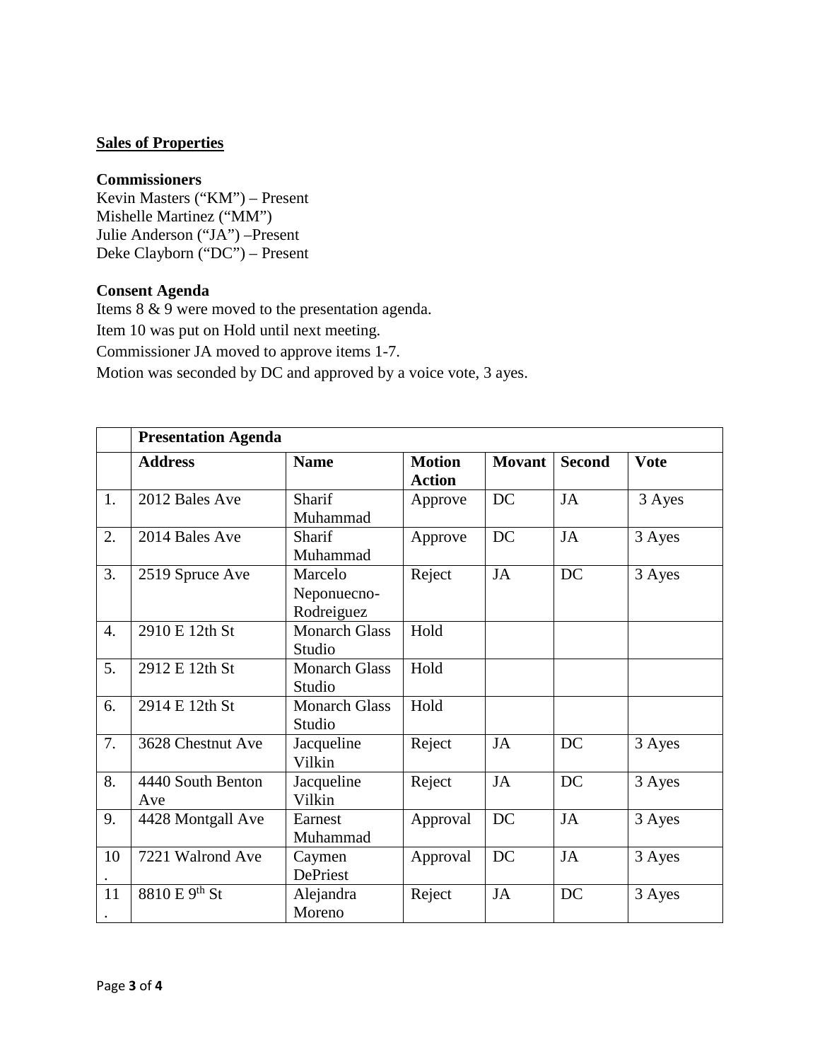**<u>Sales of Properties</u>**

**Commissioners**
Kevin Masters ("KM") – Present
Mishelle Martinez ("MM")
Julie Anderson ("JA") –Present
Deke Clayborn ("DC") – Present

**Consent Agenda**
Items 8 & 9 were moved to the presentation agenda.
Item 10 was put on Hold until next meeting.
Commissioner JA moved to approve items 1-7.
Motion was seconded by DC and approved by a voice vote, 3 ayes.

| | **Presentation Agenda** | | | | | |
|---|---|---|---|---|---|---|
| | **Address** | **Name** | **Motion Action** | **Movant** | **Second** | **Vote** |
| 1. | 2012 Bales Ave | Sharif Muhammad | Approve | DC | JA | 3 Ayes |
| 2. | 2014 Bales Ave | Sharif Muhammad | Approve | DC | JA | 3 Ayes |
| 3. | 2519 Spruce Ave | Marcelo Neponuecno-Rodreiguez | Reject | JA | DC | 3 Ayes |
| 4. | 2910 E 12th St | Monarch Glass Studio | Hold | | | |
| 5. | 2912 E 12th St | Monarch Glass Studio | Hold | | | |
| 6. | 2914 E 12th St | Monarch Glass Studio | Hold | | | |
| 7. | 3628 Chestnut Ave | Jacqueline Vilkin | Reject | JA | DC | 3 Ayes |
| 8. | 4440 South Benton Ave | Jacqueline Vilkin | Reject | JA | DC | 3 Ayes |
| 9. | 4428 Montgall Ave | Earnest Muhammad | Approval | DC | JA | 3 Ayes |
| 10. | 7221 Walrond Ave | Caymen DePriest | Approval | DC | JA | 3 Ayes |
| 11. | 8810 E 9th St | Alejandra Moreno | Reject | JA | DC | 3 Ayes |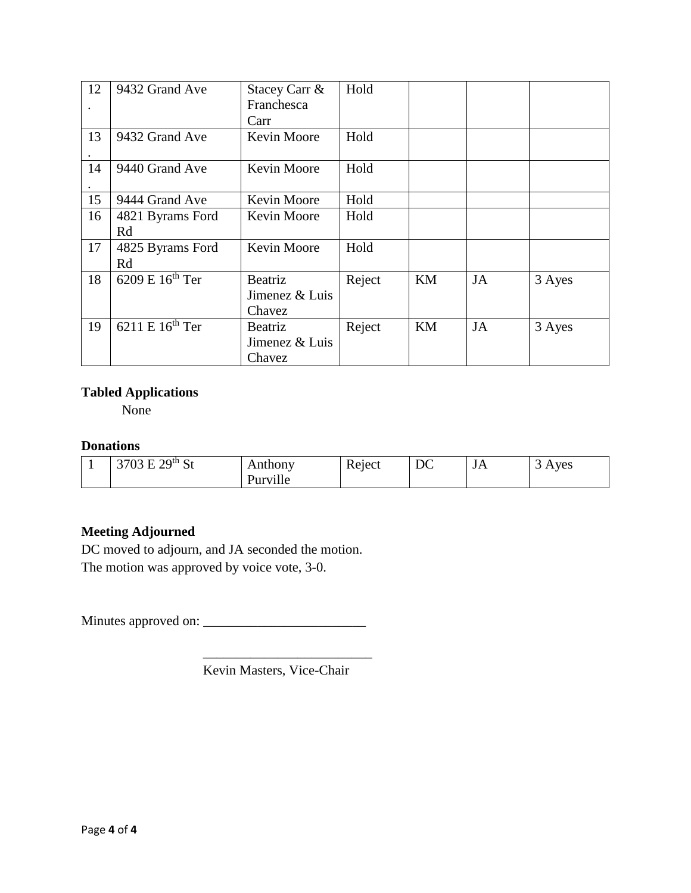| | | | | | | |
|---|---|---|---|---|---|---|
| 12. | 9432 Grand Ave | Stacey Carr & Franchesca Carr | Hold | | | |
| 13. | 9432 Grand Ave | Kevin Moore | Hold | | | |
| 14. | 9440 Grand Ave | Kevin Moore | Hold | | | |
| 15 | 9444 Grand Ave | Kevin Moore | Hold | | | |
| 16 | 4821 Byrams Ford Rd | Kevin Moore | Hold | | | |
| 17 | 4825 Byrams Ford Rd | Kevin Moore | Hold | | | |
| 18 | 6209 E 16th Ter | Beatriz Jimenez & Luis Chavez | Reject | KM | JA | 3 Ayes |
| 19 | 6211 E 16th Ter | Beatriz Jimenez & Luis Chavez | Reject | KM | JA | 3 Ayes |

**Tabled Applications**

None

**Donations**

| | | | | | | |
|---|---|---|---|---|---|---|
| 1 | 3703 E 29th St | Anthony Purville | Reject | DC | JA | 3 Ayes |

**Meeting Adjourned**

DC moved to adjourn, and JA seconded the motion.
The motion was approved by voice vote, 3-0.

Minutes approved on: ________________________

________________________
Kevin Masters, Vice-Chair